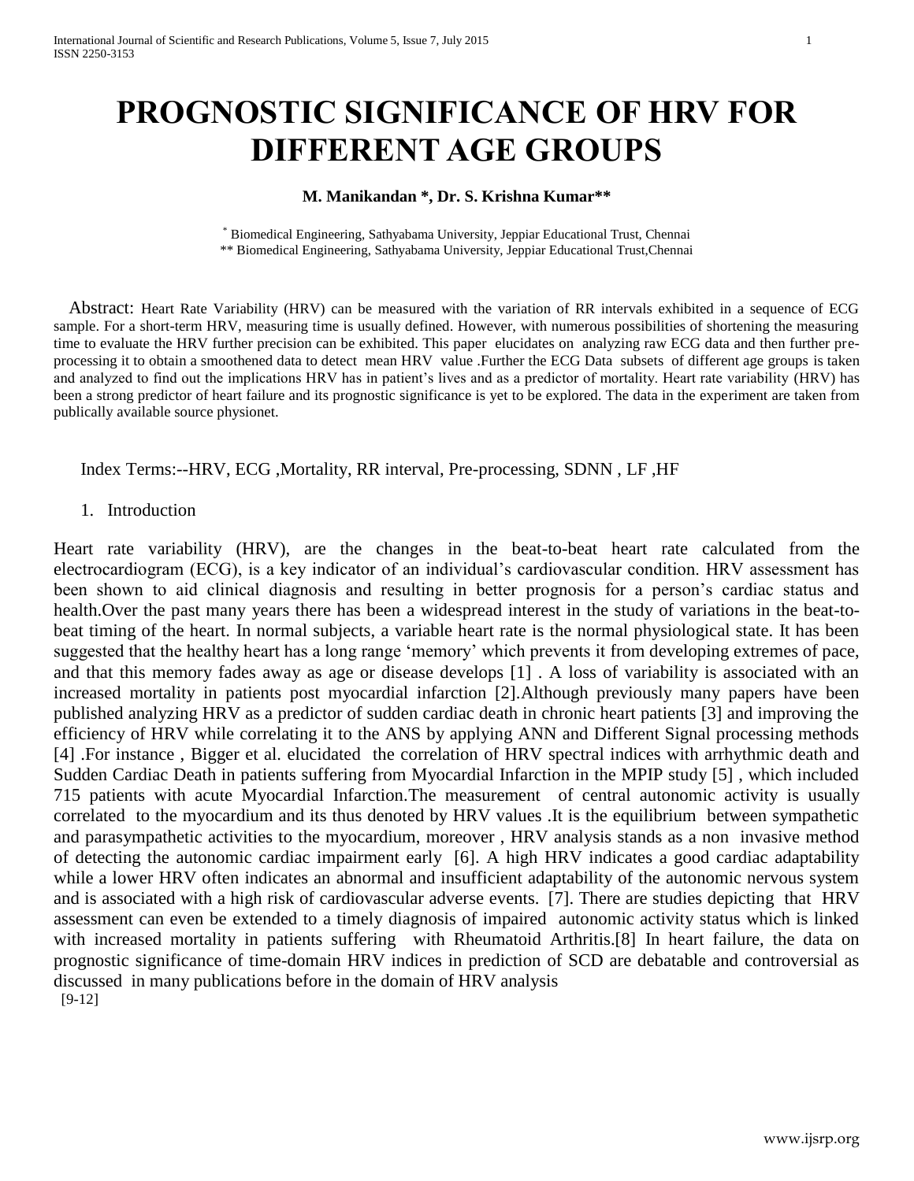# PROGNOSTIC SIGNIFICANCE OF HRV FOR DIFFERENT AGE GROUPS

**M. Manikandan \*, Dr. S. Krishna Kumar\*\***

\* Biomedical Engineering, Sathyabama University, Jeppiar Educational Trust, Chennai
\*\* Biomedical Engineering, Sathyabama University, Jeppiar Educational Trust,Chennai

Abstract: Heart Rate Variability (HRV) can be measured with the variation of RR intervals exhibited in a sequence of ECG sample. For a short-term HRV, measuring time is usually defined. However, with numerous possibilities of shortening the measuring time to evaluate the HRV further precision can be exhibited. This paper elucidates on analyzing raw ECG data and then further pre-processing it to obtain a smoothened data to detect mean HRV value .Further the ECG Data subsets of different age groups is taken and analyzed to find out the implications HRV has in patient's lives and as a predictor of mortality. Heart rate variability (HRV) has been a strong predictor of heart failure and its prognostic significance is yet to be explored. The data in the experiment are taken from publically available source physionet.

Index Terms:--HRV, ECG ,Mortality, RR interval, Pre-processing, SDNN , LF ,HF

## 1. Introduction

Heart rate variability (HRV), are the changes in the beat-to-beat heart rate calculated from the electrocardiogram (ECG), is a key indicator of an individual's cardiovascular condition. HRV assessment has been shown to aid clinical diagnosis and resulting in better prognosis for a person's cardiac status and health.Over the past many years there has been a widespread interest in the study of variations in the beat-to-beat timing of the heart. In normal subjects, a variable heart rate is the normal physiological state. It has been suggested that the healthy heart has a long range 'memory' which prevents it from developing extremes of pace, and that this memory fades away as age or disease develops [1] . A loss of variability is associated with an increased mortality in patients post myocardial infarction [2].Although previously many papers have been published analyzing HRV as a predictor of sudden cardiac death in chronic heart patients [3] and improving the efficiency of HRV while correlating it to the ANS by applying ANN and Different Signal processing methods [4] .For instance , Bigger et al. elucidated the correlation of HRV spectral indices with arrhythmic death and Sudden Cardiac Death in patients suffering from Myocardial Infarction in the MPIP study [5] , which included 715 patients with acute Myocardial Infarction.The measurement of central autonomic activity is usually correlated to the myocardium and its thus denoted by HRV values .It is the equilibrium between sympathetic and parasympathetic activities to the myocardium, moreover , HRV analysis stands as a non invasive method of detecting the autonomic cardiac impairment early [6]. A high HRV indicates a good cardiac adaptability while a lower HRV often indicates an abnormal and insufficient adaptability of the autonomic nervous system and is associated with a high risk of cardiovascular adverse events. [7]. There are studies depicting that HRV assessment can even be extended to a timely diagnosis of impaired autonomic activity status which is linked with increased mortality in patients suffering with Rheumatoid Arthritis.[8] In heart failure, the data on prognostic significance of time-domain HRV indices in prediction of SCD are debatable and controversial as discussed in many publications before in the domain of HRV analysis [9-12]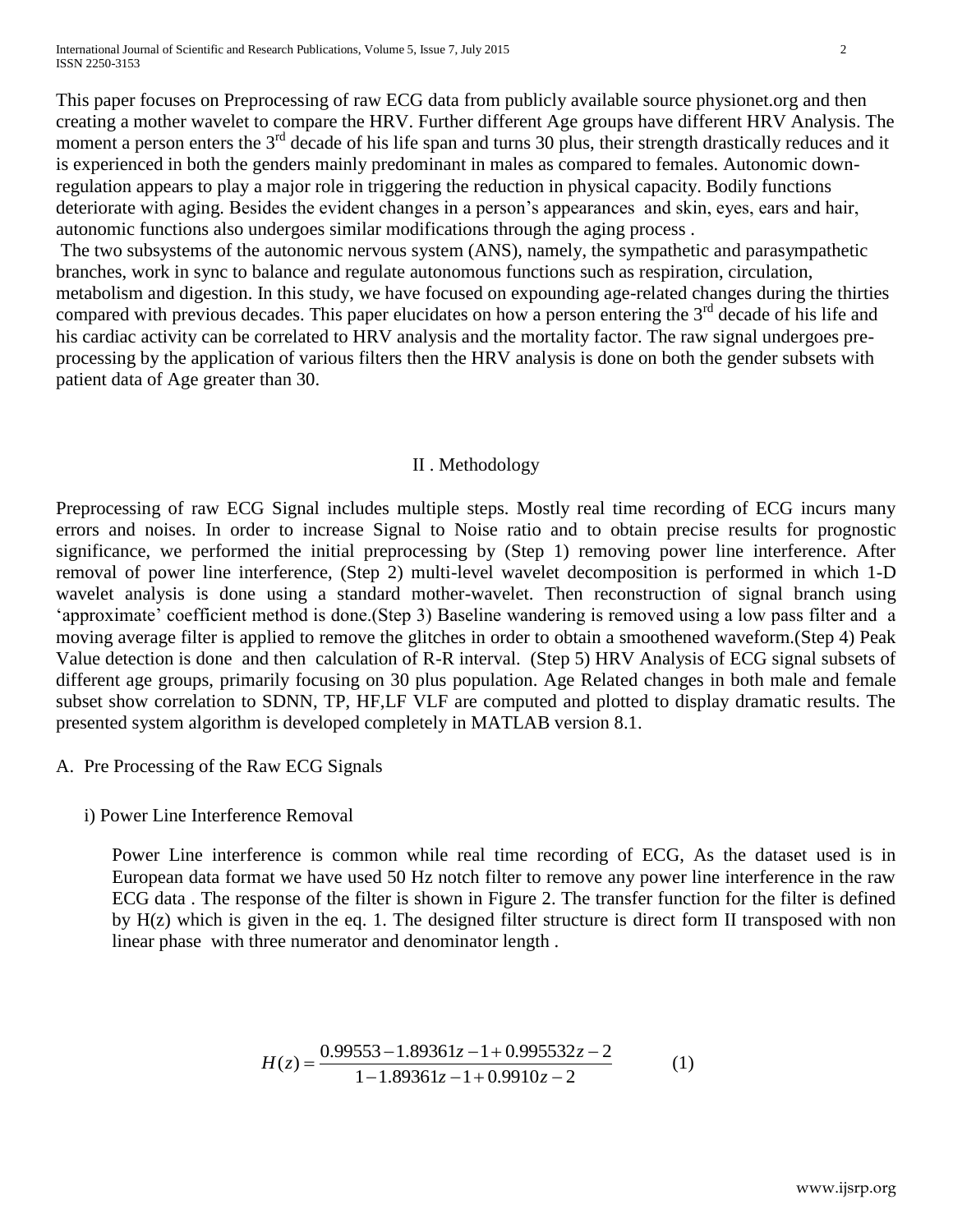This paper focuses on Preprocessing of raw ECG data from publicly available source physionet.org and then creating a mother wavelet to compare the HRV. Further different Age groups have different HRV Analysis. The moment a person enters the 3rd decade of his life span and turns 30 plus, their strength drastically reduces and it is experienced in both the genders mainly predominant in males as compared to females. Autonomic down-regulation appears to play a major role in triggering the reduction in physical capacity. Bodily functions deteriorate with aging. Besides the evident changes in a person's appearances and skin, eyes, ears and hair, autonomic functions also undergoes similar modifications through the aging process .

The two subsystems of the autonomic nervous system (ANS), namely, the sympathetic and parasympathetic branches, work in sync to balance and regulate autonomous functions such as respiration, circulation, metabolism and digestion. In this study, we have focused on expounding age-related changes during the thirties compared with previous decades. This paper elucidates on how a person entering the 3rd decade of his life and his cardiac activity can be correlated to HRV analysis and the mortality factor. The raw signal undergoes pre-processing by the application of various filters then the HRV analysis is done on both the gender subsets with patient data of Age greater than 30.

## II . Methodology

Preprocessing of raw ECG Signal includes multiple steps. Mostly real time recording of ECG incurs many errors and noises. In order to increase Signal to Noise ratio and to obtain precise results for prognostic significance, we performed the initial preprocessing by (Step 1) removing power line interference. After removal of power line interference, (Step 2) multi-level wavelet decomposition is performed in which 1-D wavelet analysis is done using a standard mother-wavelet. Then reconstruction of signal branch using 'approximate' coefficient method is done.(Step 3) Baseline wandering is removed using a low pass filter and a moving average filter is applied to remove the glitches in order to obtain a smoothened waveform.(Step 4) Peak Value detection is done and then calculation of R-R interval. (Step 5) HRV Analysis of ECG signal subsets of different age groups, primarily focusing on 30 plus population. Age Related changes in both male and female subset show correlation to SDNN, TP, HF,LF VLF are computed and plotted to display dramatic results. The presented system algorithm is developed completely in MATLAB version 8.1.

### A. Pre Processing of the Raw ECG Signals

#### i) Power Line Interference Removal

Power Line interference is common while real time recording of ECG, As the dataset used is in European data format we have used 50 Hz notch filter to remove any power line interference in the raw ECG data . The response of the filter is shown in Figure 2. The transfer function for the filter is defined by H(z) which is given in the eq. 1. The designed filter structure is direct form II transposed with non linear phase with three numerator and denominator length .

$$H(z) = \frac{0.99553 - 1.89361z - 1 + 0.995532z - 2}{1 - 1.89361z - 1 + 0.9910z - 2} \qquad (1)$$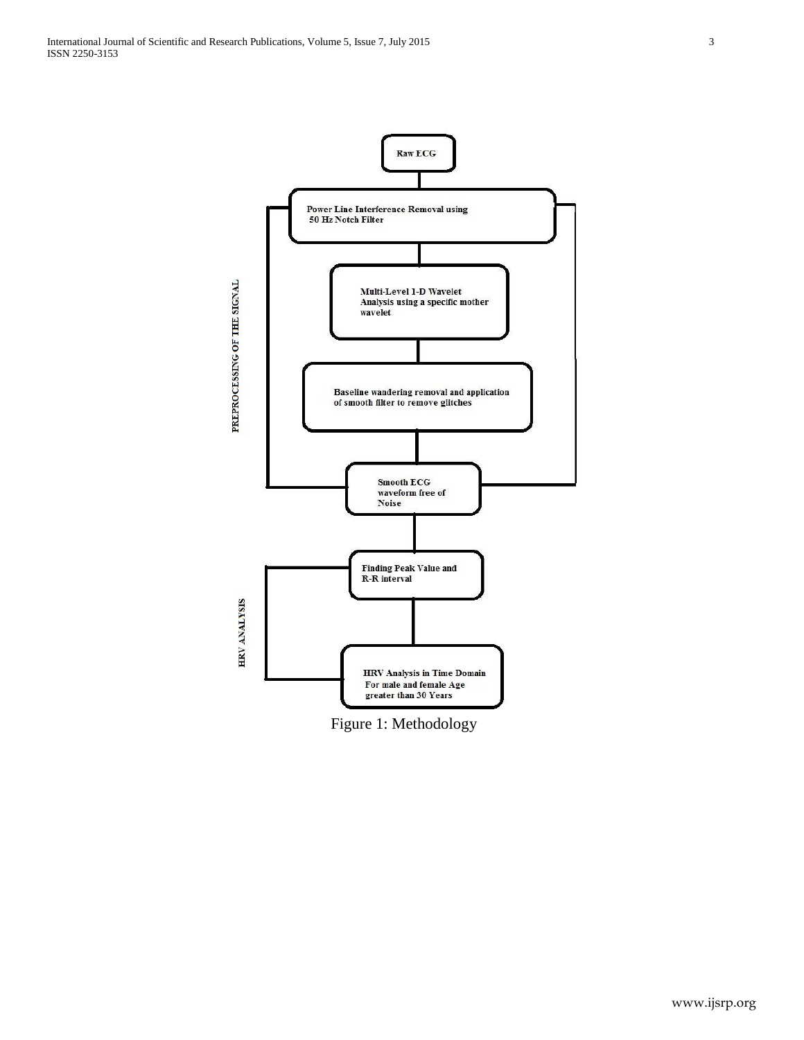Raw ECG

PREPROCESSING OF THE SIGNAL

Power Line Interference Removal using 50 Hz Notch Filter

Multi-Level 1-D Wavelet Analysis using a specific mother wavelet

Baseline wandering removal and application of smooth filter to remove glitches

Smooth ECG waveform free of Noise

HRV ANALYSIS

Finding Peak Value and R-R interval

HRV Analysis in Time Domain For male and female Age greater than 30 Years

Figure 1: Methodology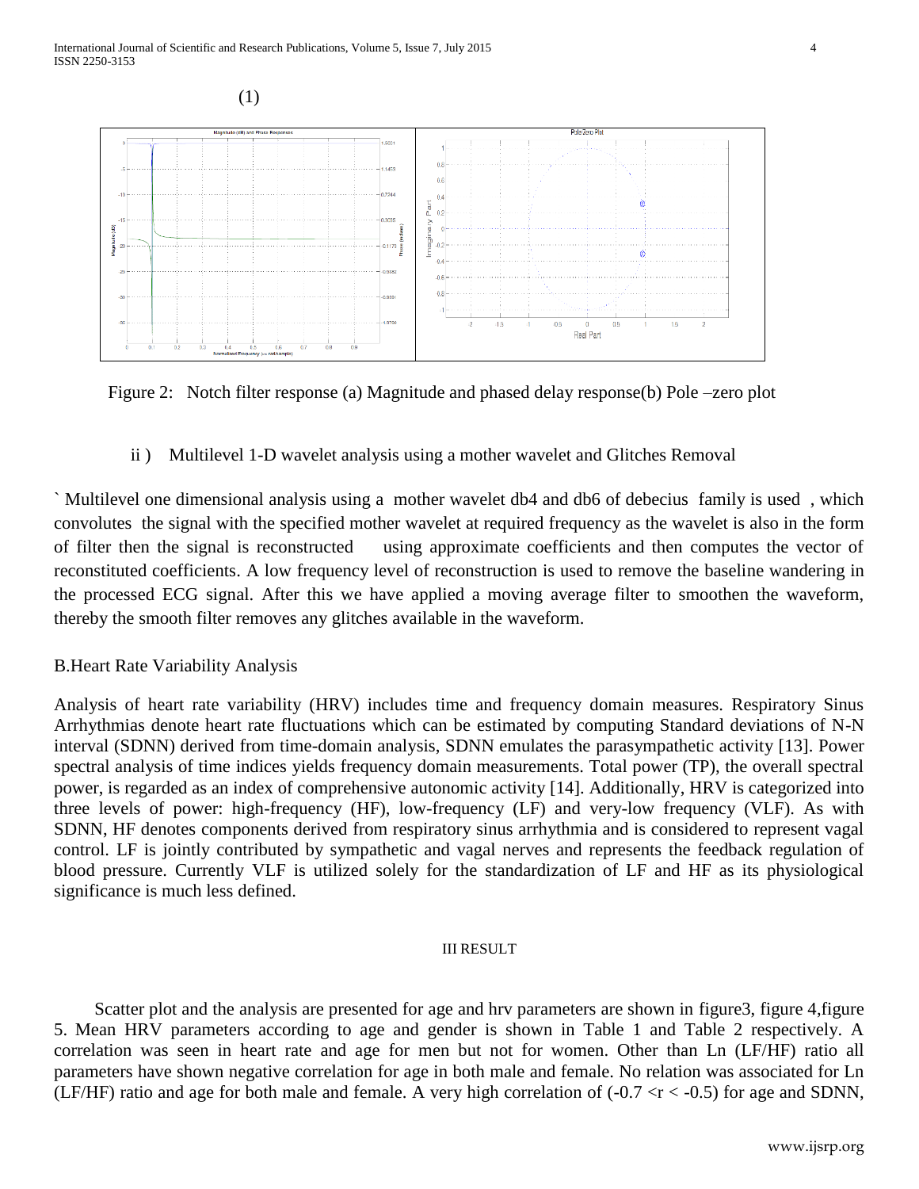(1)

Figure 2: Notch filter response (a) Magnitude and phased delay response(b) Pole –zero plot

ii ) Multilevel 1-D wavelet analysis using a mother wavelet and Glitches Removal

` Multilevel one dimensional analysis using a mother wavelet db4 and db6 of debecius family is used , which convolutes the signal with the specified mother wavelet at required frequency as the wavelet is also in the form of filter then the signal is reconstructed using approximate coefficients and then computes the vector of reconstituted coefficients. A low frequency level of reconstruction is used to remove the baseline wandering in the processed ECG signal. After this we have applied a moving average filter to smoothen the waveform, thereby the smooth filter removes any glitches available in the waveform.

B.Heart Rate Variability Analysis

Analysis of heart rate variability (HRV) includes time and frequency domain measures. Respiratory Sinus Arrhythmias denote heart rate fluctuations which can be estimated by computing Standard deviations of N-N interval (SDNN) derived from time-domain analysis, SDNN emulates the parasympathetic activity [13]. Power spectral analysis of time indices yields frequency domain measurements. Total power (TP), the overall spectral power, is regarded as an index of comprehensive autonomic activity [14]. Additionally, HRV is categorized into three levels of power: high-frequency (HF), low-frequency (LF) and very-low frequency (VLF). As with SDNN, HF denotes components derived from respiratory sinus arrhythmia and is considered to represent vagal control. LF is jointly contributed by sympathetic and vagal nerves and represents the feedback regulation of blood pressure. Currently VLF is utilized solely for the standardization of LF and HF as its physiological significance is much less defined.

## III RESULT

Scatter plot and the analysis are presented for age and hrv parameters are shown in figure3, figure 4,figure 5. Mean HRV parameters according to age and gender is shown in Table 1 and Table 2 respectively. A correlation was seen in heart rate and age for men but not for women. Other than Ln (LF/HF) ratio all parameters have shown negative correlation for age in both male and female. No relation was associated for Ln (LF/HF) ratio and age for both male and female. A very high correlation of ($-0.7 < r < -0.5$) for age and SDNN,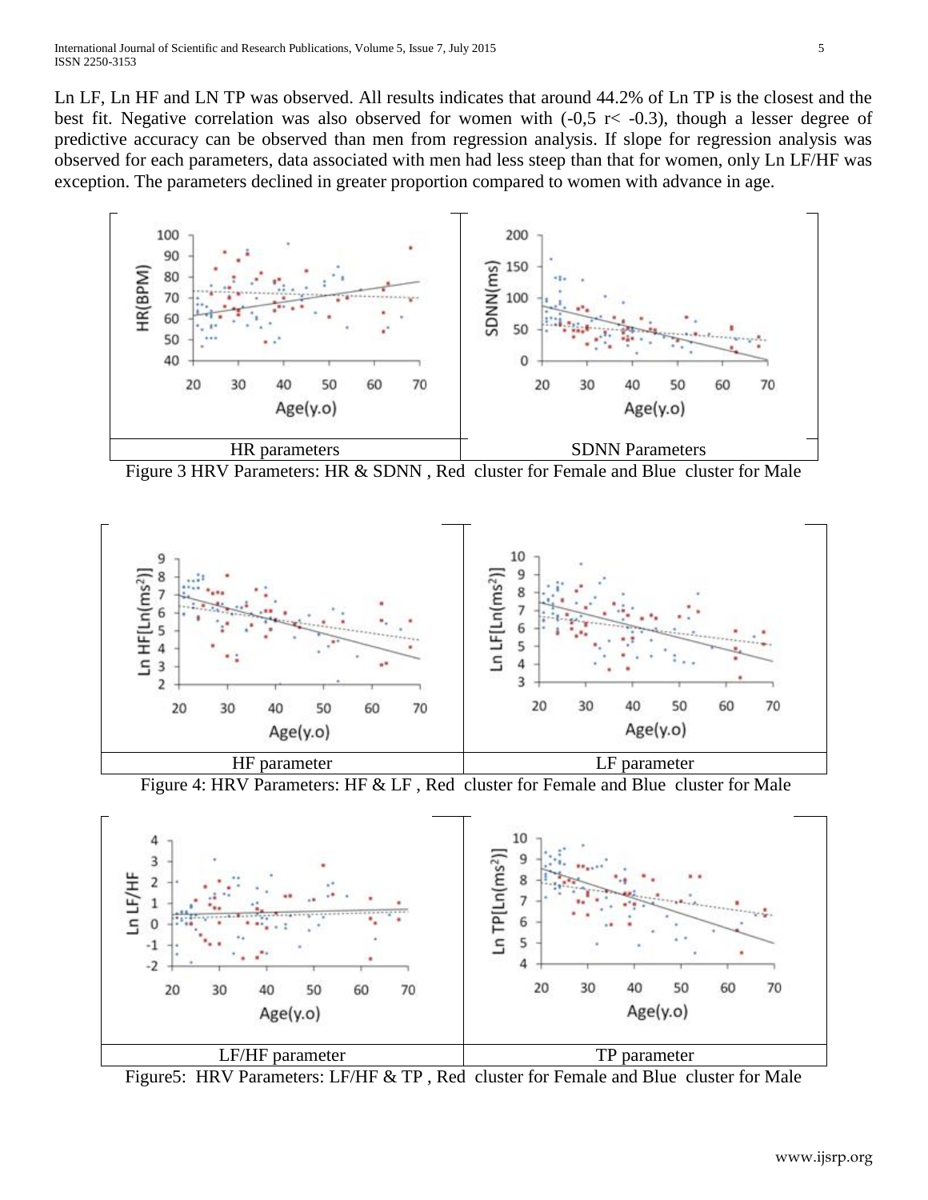Ln LF, Ln HF and LN TP was observed. All results indicates that around 44.2% of Ln TP is the closest and the best fit. Negative correlation was also observed for women with (-0,5 r< -0.3), though a lesser degree of predictive accuracy can be observed than men from regression analysis. If slope for regression analysis was observed for each parameters, data associated with men had less steep than that for women, only Ln LF/HF was exception. The parameters declined in greater proportion compared to women with advance in age.

| HR parameters | SDNN Parameters |
|---|---|

Figure 3 HRV Parameters: HR & SDNN , Red cluster for Female and Blue cluster for Male

| HF parameter | LF parameter |
|---|---|

Figure 4: HRV Parameters: HF & LF , Red cluster for Female and Blue cluster for Male

| LF/HF parameter | TP parameter |
|---|---|

Figure5: HRV Parameters: LF/HF & TP , Red cluster for Female and Blue cluster for Male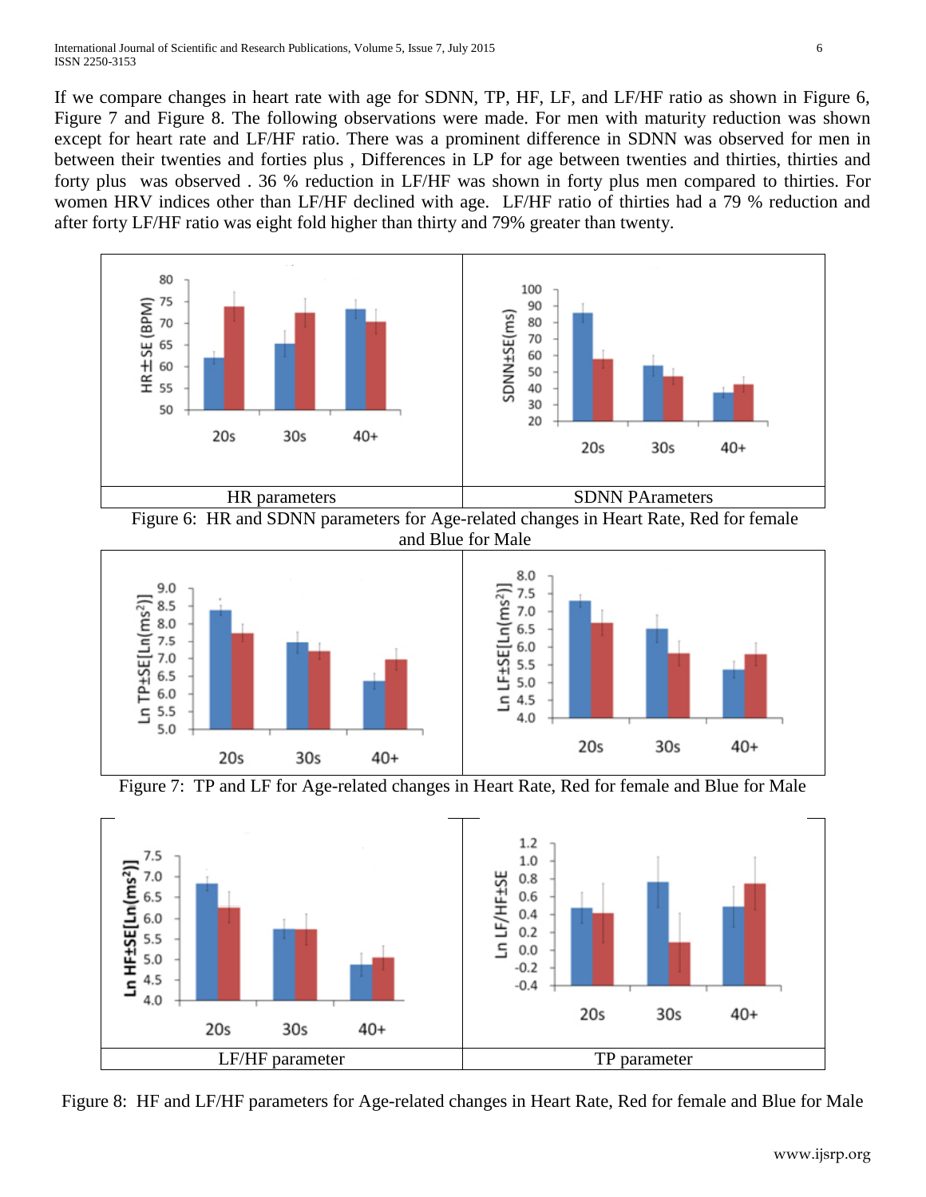If we compare changes in heart rate with age for SDNN, TP, HF, LF, and LF/HF ratio as shown in Figure 6, Figure 7 and Figure 8. The following observations were made. For men with maturity reduction was shown except for heart rate and LF/HF ratio. There was a prominent difference in SDNN was observed for men in between their twenties and forties plus , Differences in LP for age between twenties and thirties, thirties and forty plus was observed . 36 % reduction in LF/HF was shown in forty plus men compared to thirties. For women HRV indices other than LF/HF declined with age. LF/HF ratio of thirties had a 79 % reduction and after forty LF/HF ratio was eight fold higher than thirty and 79% greater than twenty.

| HR parameters | SDNN PArameters |
|---|---|

Figure 6: HR and SDNN parameters for Age-related changes in Heart Rate, Red for female and Blue for Male

Figure 7: TP and LF for Age-related changes in Heart Rate, Red for female and Blue for Male

| LF/HF parameter | TP parameter |
|---|---|

Figure 8: HF and LF/HF parameters for Age-related changes in Heart Rate, Red for female and Blue for Male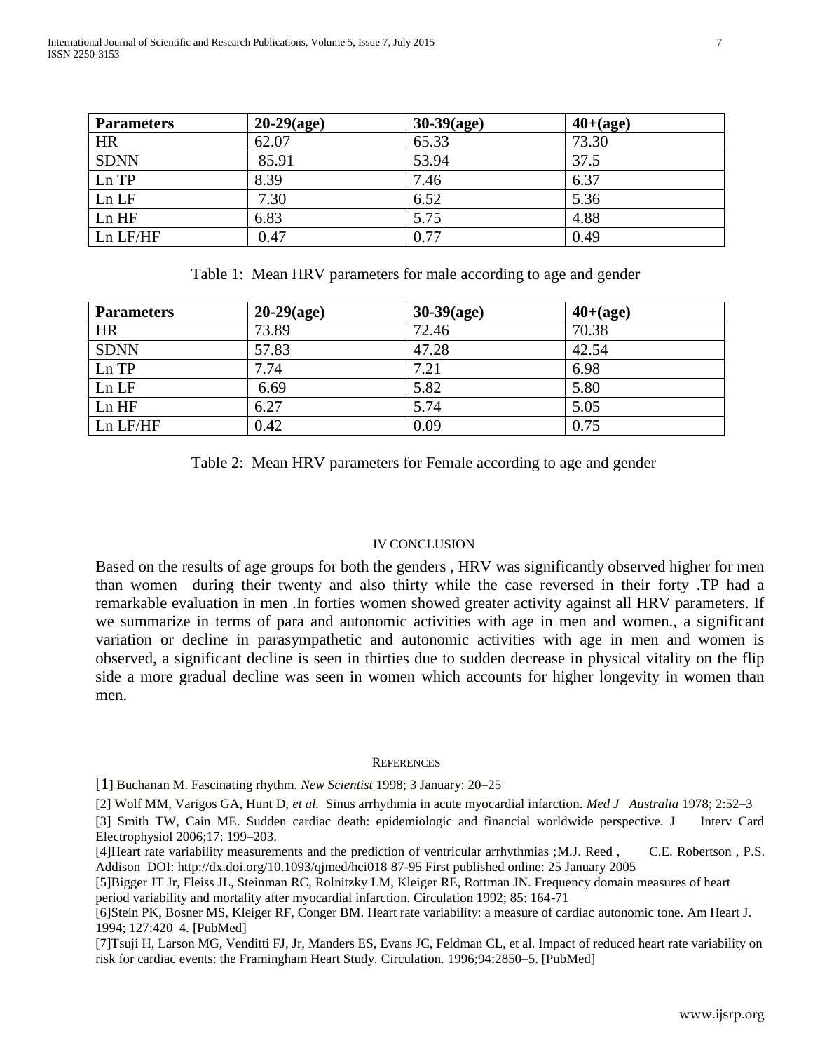| Parameters | 20-29(age) | 30-39(age) | 40+(age) |
| --- | --- | --- | --- |
| HR | 62.07 | 65.33 | 73.30 |
| SDNN | 85.91 | 53.94 | 37.5 |
| Ln TP | 8.39 | 7.46 | 6.37 |
| Ln LF | 7.30 | 6.52 | 5.36 |
| Ln HF | 6.83 | 5.75 | 4.88 |
| Ln LF/HF | 0.47 | 0.77 | 0.49 |

Table 1: Mean HRV parameters for male according to age and gender

| Parameters | 20-29(age) | 30-39(age) | 40+(age) |
| --- | --- | --- | --- |
| HR | 73.89 | 72.46 | 70.38 |
| SDNN | 57.83 | 47.28 | 42.54 |
| Ln TP | 7.74 | 7.21 | 6.98 |
| Ln LF | 6.69 | 5.82 | 5.80 |
| Ln HF | 6.27 | 5.74 | 5.05 |
| Ln LF/HF | 0.42 | 0.09 | 0.75 |

Table 2: Mean HRV parameters for Female according to age and gender

## IV CONCLUSION

Based on the results of age groups for both the genders , HRV was significantly observed higher for men than women during their twenty and also thirty while the case reversed in their forty .TP had a remarkable evaluation in men .In forties women showed greater activity against all HRV parameters. If we summarize in terms of para and autonomic activities with age in men and women., a significant variation or decline in parasympathetic and autonomic activities with age in men and women is observed, a significant decline is seen in thirties due to sudden decrease in physical vitality on the flip side a more gradual decline was seen in women which accounts for higher longevity in women than men.

## REFERENCES

[1] Buchanan M. Fascinating rhythm. *New Scientist* 1998; 3 January: 20–25

[2] Wolf MM, Varigos GA, Hunt D, *et al.* Sinus arrhythmia in acute myocardial infarction. *Med J Australia* 1978; 2:52–3

[3] Smith TW, Cain ME. Sudden cardiac death: epidemiologic and financial worldwide perspective. J Interv Card Electrophysiol 2006;17: 199–203.

[4]Heart rate variability measurements and the prediction of ventricular arrhythmias ;M.J. Reed , C.E. Robertson , P.S. Addison DOI: http://dx.doi.org/10.1093/qjmed/hci018 87-95 First published online: 25 January 2005

[5]Bigger JT Jr, Fleiss JL, Steinman RC, Rolnitzky LM, Kleiger RE, Rottman JN. Frequency domain measures of heart period variability and mortality after myocardial infarction. Circulation 1992; 85: 164-71

[6]Stein PK, Bosner MS, Kleiger RF, Conger BM. Heart rate variability: a measure of cardiac autonomic tone. Am Heart J. 1994; 127:420–4. [PubMed]

[7]Tsuji H, Larson MG, Venditti FJ, Jr, Manders ES, Evans JC, Feldman CL, et al. Impact of reduced heart rate variability on risk for cardiac events: the Framingham Heart Study. Circulation. 1996;94:2850–5. [PubMed]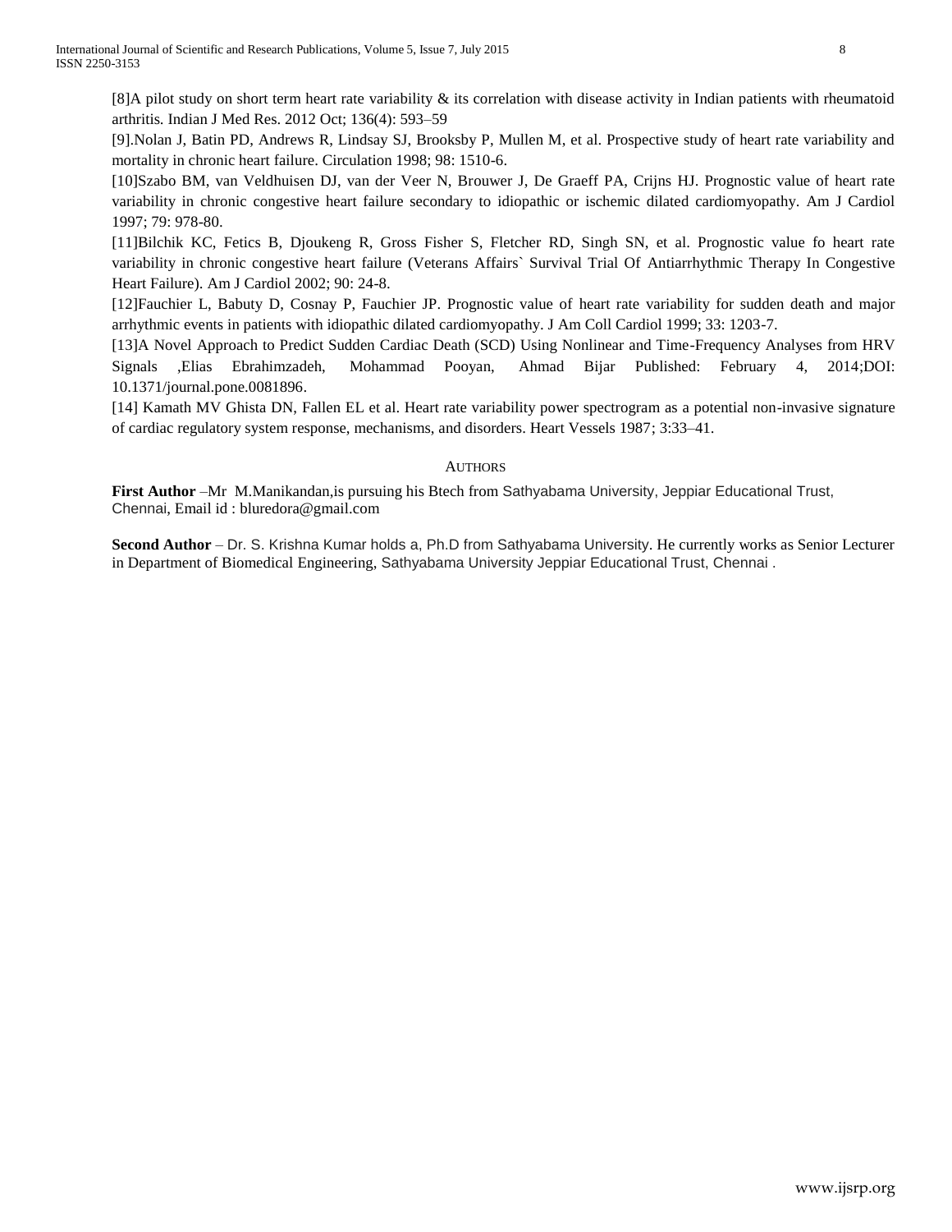[8]A pilot study on short term heart rate variability & its correlation with disease activity in Indian patients with rheumatoid arthritis. Indian J Med Res. 2012 Oct; 136(4): 593–59

[9].Nolan J, Batin PD, Andrews R, Lindsay SJ, Brooksby P, Mullen M, et al. Prospective study of heart rate variability and mortality in chronic heart failure. Circulation 1998; 98: 1510-6.

[10]Szabo BM, van Veldhuisen DJ, van der Veer N, Brouwer J, De Graeff PA, Crijns HJ. Prognostic value of heart rate variability in chronic congestive heart failure secondary to idiopathic or ischemic dilated cardiomyopathy. Am J Cardiol 1997; 79: 978-80.

[11]Bilchik KC, Fetics B, Djoukeng R, Gross Fisher S, Fletcher RD, Singh SN, et al. Prognostic value fo heart rate variability in chronic congestive heart failure (Veterans Affairs` Survival Trial Of Antiarrhythmic Therapy In Congestive Heart Failure). Am J Cardiol 2002; 90: 24-8.

[12]Fauchier L, Babuty D, Cosnay P, Fauchier JP. Prognostic value of heart rate variability for sudden death and major arrhythmic events in patients with idiopathic dilated cardiomyopathy. J Am Coll Cardiol 1999; 33: 1203-7.

[13]A Novel Approach to Predict Sudden Cardiac Death (SCD) Using Nonlinear and Time-Frequency Analyses from HRV Signals ,Elias Ebrahimzadeh, Mohammad Pooyan, Ahmad Bijar Published: February 4, 2014;DOI: 10.1371/journal.pone.0081896.

[14] Kamath MV Ghista DN, Fallen EL et al. Heart rate variability power spectrogram as a potential non-invasive signature of cardiac regulatory system response, mechanisms, and disorders. Heart Vessels 1987; 3:33–41.

## AUTHORS

**First Author** –Mr M.Manikandan,is pursuing his Btech from Sathyabama University, Jeppiar Educational Trust, Chennai, Email id : bluredora@gmail.com

**Second Author** – Dr. S. Krishna Kumar holds a, Ph.D from Sathyabama University. He currently works as Senior Lecturer in Department of Biomedical Engineering, Sathyabama University Jeppiar Educational Trust, Chennai .